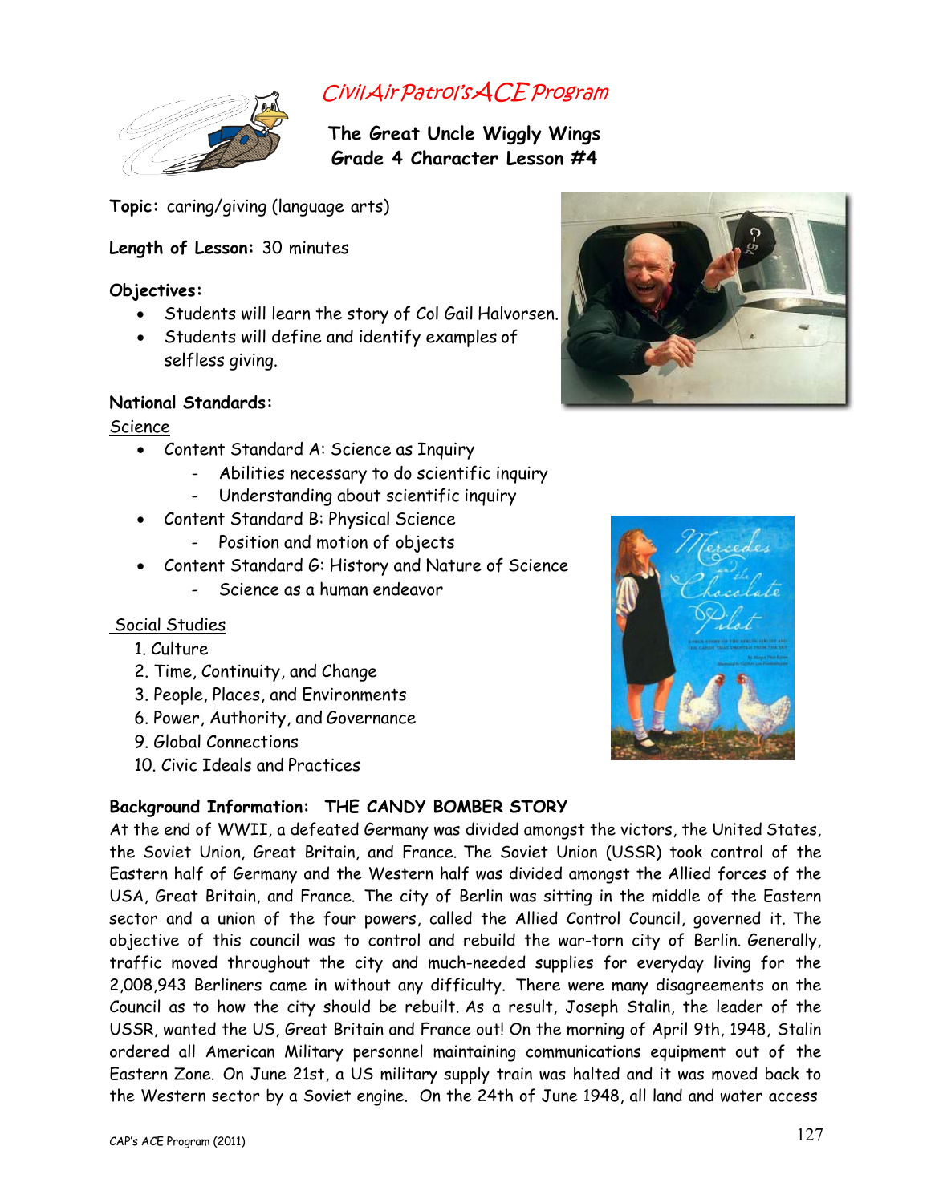# Civil Air Patrol's ACE Program

## The Great Uncle Wiggly Wings
## Grade 4 Character Lesson #4

**Topic:** caring/giving (language arts)

**Length of Lesson:** 30 minutes

**Objectives:**

- Students will learn the story of Col Gail Halvorsen.
- Students will define and identify examples of selfless giving.

**National Standards:**

Science

- Content Standard A: Science as Inquiry
  - Abilities necessary to do scientific inquiry
  - Understanding about scientific inquiry
- Content Standard B: Physical Science
  - Position and motion of objects
- Content Standard G: History and Nature of Science
  - Science as a human endeavor

Social Studies

1. Culture
2. Time, Continuity, and Change
3. People, Places, and Environments
6. Power, Authority, and Governance
9. Global Connections
10. Civic Ideals and Practices

**Background Information: THE CANDY BOMBER STORY**

At the end of WWII, a defeated Germany was divided amongst the victors, the United States, the Soviet Union, Great Britain, and France. The Soviet Union (USSR) took control of the Eastern half of Germany and the Western half was divided amongst the Allied forces of the USA, Great Britain, and France. The city of Berlin was sitting in the middle of the Eastern sector and a union of the four powers, called the Allied Control Council, governed it. The objective of this council was to control and rebuild the war-torn city of Berlin. Generally, traffic moved throughout the city and much-needed supplies for everyday living for the 2,008,943 Berliners came in without any difficulty. There were many disagreements on the Council as to how the city should be rebuilt. As a result, Joseph Stalin, the leader of the USSR, wanted the US, Great Britain and France out! On the morning of April 9th, 1948, Stalin ordered all American Military personnel maintaining communications equipment out of the Eastern Zone. On June 21st, a US military supply train was halted and it was moved back to the Western sector by a Soviet engine. On the 24th of June 1948, all land and water access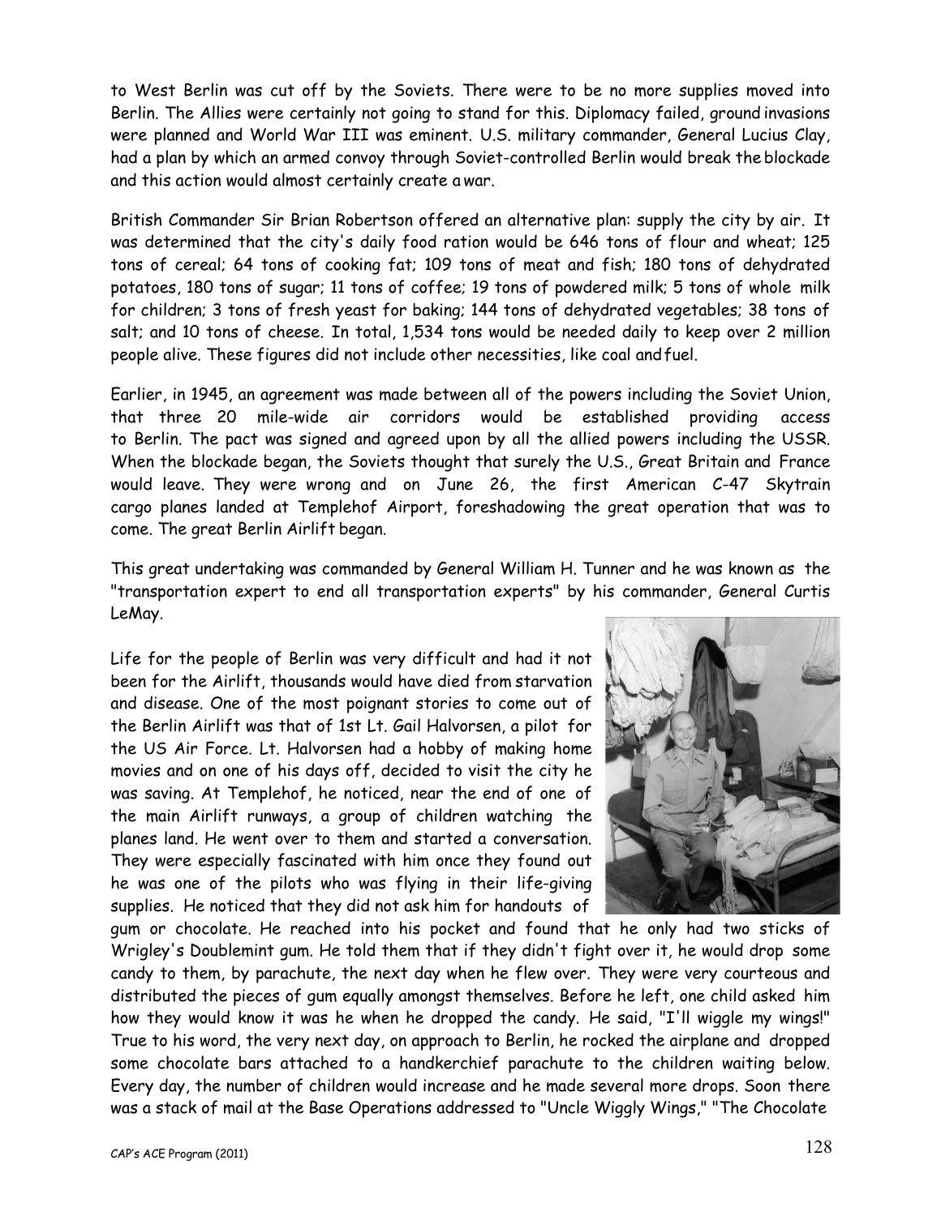to West Berlin was cut off by the Soviets. There were to be no more supplies moved into Berlin. The Allies were certainly not going to stand for this. Diplomacy failed, ground invasions were planned and World War III was eminent. U.S. military commander, General Lucius Clay, had a plan by which an armed convoy through Soviet-controlled Berlin would break the blockade and this action would almost certainly create a war.

British Commander Sir Brian Robertson offered an alternative plan: supply the city by air. It was determined that the city's daily food ration would be 646 tons of flour and wheat; 125 tons of cereal; 64 tons of cooking fat; 109 tons of meat and fish; 180 tons of dehydrated potatoes, 180 tons of sugar; 11 tons of coffee; 19 tons of powdered milk; 5 tons of whole milk for children; 3 tons of fresh yeast for baking; 144 tons of dehydrated vegetables; 38 tons of salt; and 10 tons of cheese. In total, 1,534 tons would be needed daily to keep over 2 million people alive. These figures did not include other necessities, like coal and fuel.

Earlier, in 1945, an agreement was made between all of the powers including the Soviet Union, that three 20 mile-wide air corridors would be established providing access to Berlin. The pact was signed and agreed upon by all the allied powers including the USSR. When the blockade began, the Soviets thought that surely the U.S., Great Britain and France would leave. They were wrong and on June 26, the first American C-47 Skytrain cargo planes landed at Templehof Airport, foreshadowing the great operation that was to come. The great Berlin Airlift began.

This great undertaking was commanded by General William H. Tunner and he was known as the "transportation expert to end all transportation experts" by his commander, General Curtis LeMay.

Life for the people of Berlin was very difficult and had it not been for the Airlift, thousands would have died from starvation and disease. One of the most poignant stories to come out of the Berlin Airlift was that of 1st Lt. Gail Halvorsen, a pilot for the US Air Force. Lt. Halvorsen had a hobby of making home movies and on one of his days off, decided to visit the city he was saving. At Templehof, he noticed, near the end of one of the main Airlift runways, a group of children watching the planes land. He went over to them and started a conversation. They were especially fascinated with him once they found out he was one of the pilots who was flying in their life-giving supplies. He noticed that they did not ask him for handouts of gum or chocolate. He reached into his pocket and found that he only had two sticks of Wrigley's Doublemint gum. He told them that if they didn't fight over it, he would drop some candy to them, by parachute, the next day when he flew over. They were very courteous and distributed the pieces of gum equally amongst themselves. Before he left, one child asked him how they would know it was he when he dropped the candy. He said, "I'll wiggle my wings!" True to his word, the very next day, on approach to Berlin, he rocked the airplane and dropped some chocolate bars attached to a handkerchief parachute to the children waiting below. Every day, the number of children would increase and he made several more drops. Soon there was a stack of mail at the Base Operations addressed to "Uncle Wiggly Wings," "The Chocolate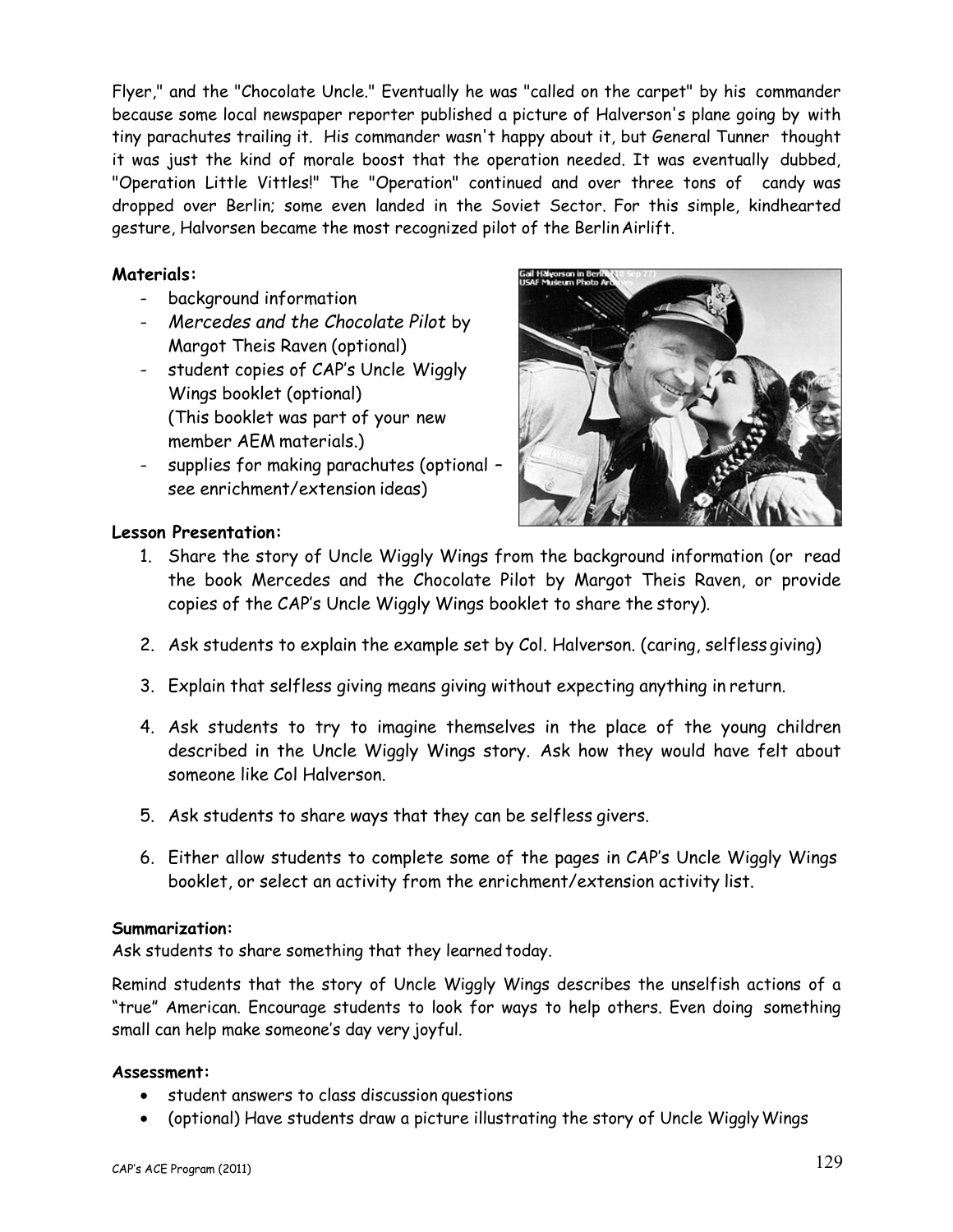Flyer," and the "Chocolate Uncle." Eventually he was "called on the carpet" by his commander because some local newspaper reporter published a picture of Halverson's plane going by with tiny parachutes trailing it. His commander wasn't happy about it, but General Tunner thought it was just the kind of morale boost that the operation needed. It was eventually dubbed, "Operation Little Vittles!" The "Operation" continued and over three tons of candy was dropped over Berlin; some even landed in the Soviet Sector. For this simple, kindhearted gesture, Halvorsen became the most recognized pilot of the Berlin Airlift.

**Materials:**

- background information
- *Mercedes and the Chocolate Pilot* by Margot Theis Raven (optional)
- student copies of CAP's Uncle Wiggly Wings booklet (optional) (This booklet was part of your new member AEM materials.)
- supplies for making parachutes (optional – see enrichment/extension ideas)

**Lesson Presentation:**

1. Share the story of Uncle Wiggly Wings from the background information (or read the book Mercedes and the Chocolate Pilot by Margot Theis Raven, or provide copies of the CAP's Uncle Wiggly Wings booklet to share the story).
2. Ask students to explain the example set by Col. Halverson. (caring, selfless giving)
3. Explain that selfless giving means giving without expecting anything in return.
4. Ask students to try to imagine themselves in the place of the young children described in the Uncle Wiggly Wings story. Ask how they would have felt about someone like Col Halverson.
5. Ask students to share ways that they can be selfless givers.
6. Either allow students to complete some of the pages in CAP's Uncle Wiggly Wings booklet, or select an activity from the enrichment/extension activity list.

**Summarization:**

Ask students to share something that they learned today.

Remind students that the story of Uncle Wiggly Wings describes the unselfish actions of a "true" American. Encourage students to look for ways to help others. Even doing something small can help make someone's day very joyful.

**Assessment:**

- student answers to class discussion questions
- (optional) Have students draw a picture illustrating the story of Uncle Wiggly Wings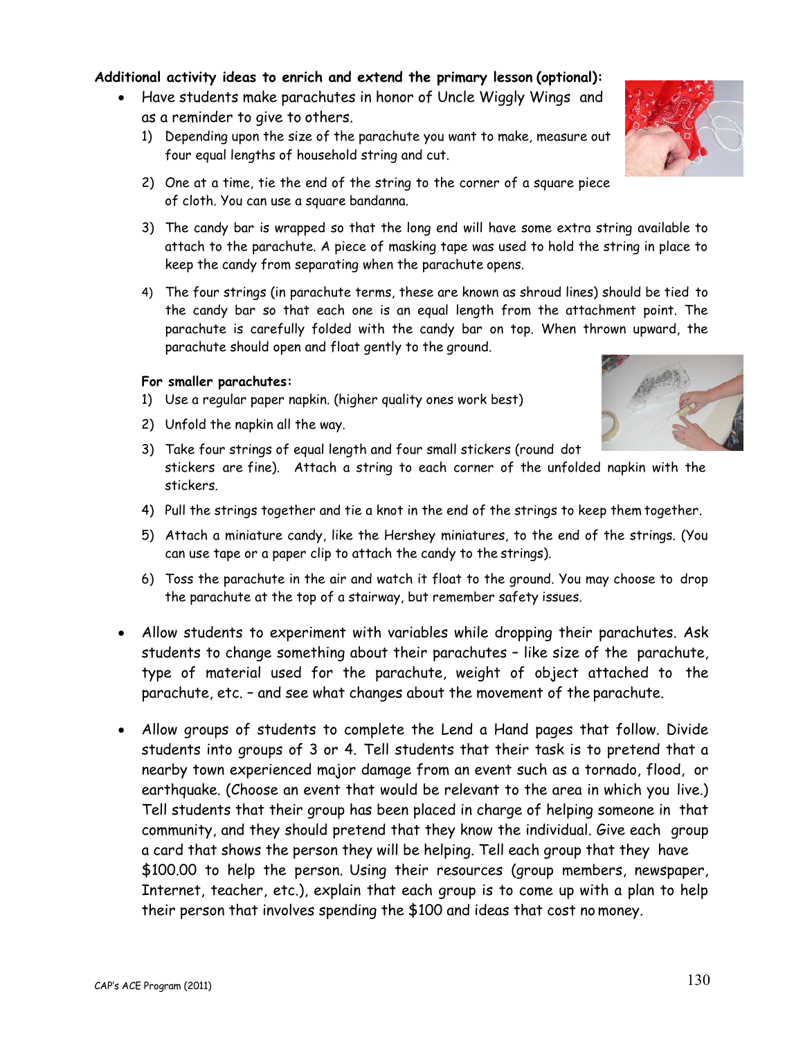**Additional activity ideas to enrich and extend the primary lesson (optional):**

- Have students make parachutes in honor of Uncle Wiggly Wings and as a reminder to give to others.
  1) Depending upon the size of the parachute you want to make, measure out four equal lengths of household string and cut.
  2) One at a time, tie the end of the string to the corner of a square piece of cloth. You can use a square bandanna.
  3) The candy bar is wrapped so that the long end will have some extra string available to attach to the parachute. A piece of masking tape was used to hold the string in place to keep the candy from separating when the parachute opens.
  4) The four strings (in parachute terms, these are known as shroud lines) should be tied to the candy bar so that each one is an equal length from the attachment point. The parachute is carefully folded with the candy bar on top. When thrown upward, the parachute should open and float gently to the ground.

  **For smaller parachutes:**

  1) Use a regular paper napkin. (higher quality ones work best)
  2) Unfold the napkin all the way.
  3) Take four strings of equal length and four small stickers (round dot stickers are fine). Attach a string to each corner of the unfolded napkin with the stickers.
  4) Pull the strings together and tie a knot in the end of the strings to keep them together.
  5) Attach a miniature candy, like the Hershey miniatures, to the end of the strings. (You can use tape or a paper clip to attach the candy to the strings).
  6) Toss the parachute in the air and watch it float to the ground. You may choose to drop the parachute at the top of a stairway, but remember safety issues.

- Allow students to experiment with variables while dropping their parachutes. Ask students to change something about their parachutes – like size of the parachute, type of material used for the parachute, weight of object attached to the parachute, etc. – and see what changes about the movement of the parachute.

- Allow groups of students to complete the Lend a Hand pages that follow. Divide students into groups of 3 or 4. Tell students that their task is to pretend that a nearby town experienced major damage from an event such as a tornado, flood, or earthquake. (Choose an event that would be relevant to the area in which you live.) Tell students that their group has been placed in charge of helping someone in that community, and they should pretend that they know the individual. Give each group a card that shows the person they will be helping. Tell each group that they have $100.00 to help the person. Using their resources (group members, newspaper, Internet, teacher, etc.), explain that each group is to come up with a plan to help their person that involves spending the $100 and ideas that cost no money.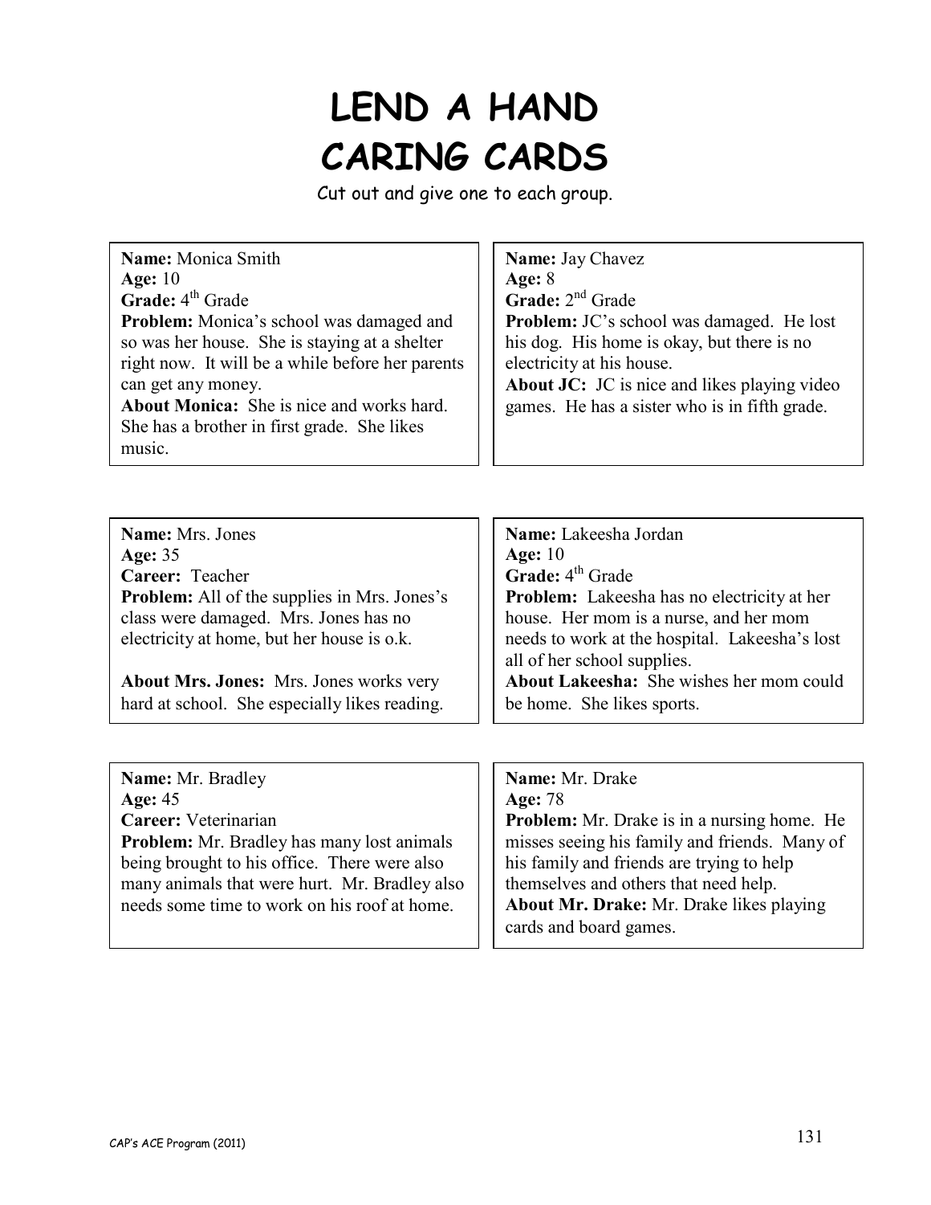# LEND A HAND
# CARING CARDS

Cut out and give one to each group.

**Name:** Monica Smith
**Age:** 10
**Grade:** 4th Grade
**Problem:** Monica's school was damaged and so was her house. She is staying at a shelter right now. It will be a while before her parents can get any money.
**About Monica:** She is nice and works hard. She has a brother in first grade. She likes music.

---

**Name:** Jay Chavez
**Age:** 8
**Grade:** 2nd Grade
**Problem:** JC's school was damaged. He lost his dog. His home is okay, but there is no electricity at his house.
**About JC:** JC is nice and likes playing video games. He has a sister who is in fifth grade.

---

**Name:** Mrs. Jones
**Age:** 35
**Career:** Teacher
**Problem:** All of the supplies in Mrs. Jones's class were damaged. Mrs. Jones has no electricity at home, but her house is o.k.

**About Mrs. Jones:** Mrs. Jones works very hard at school. She especially likes reading.

---

**Name:** Lakeesha Jordan
**Age:** 10
**Grade:** 4th Grade
**Problem:** Lakeesha has no electricity at her house. Her mom is a nurse, and her mom needs to work at the hospital. Lakeesha's lost all of her school supplies.
**About Lakeesha:** She wishes her mom could be home. She likes sports.

---

**Name:** Mr. Bradley
**Age:** 45
**Career:** Veterinarian
**Problem:** Mr. Bradley has many lost animals being brought to his office. There were also many animals that were hurt. Mr. Bradley also needs some time to work on his roof at home.

---

**Name:** Mr. Drake
**Age:** 78
**Problem:** Mr. Drake is in a nursing home. He misses seeing his family and friends. Many of his family and friends are trying to help themselves and others that need help.
**About Mr. Drake:** Mr. Drake likes playing cards and board games.

CAP's ACE Program (2011)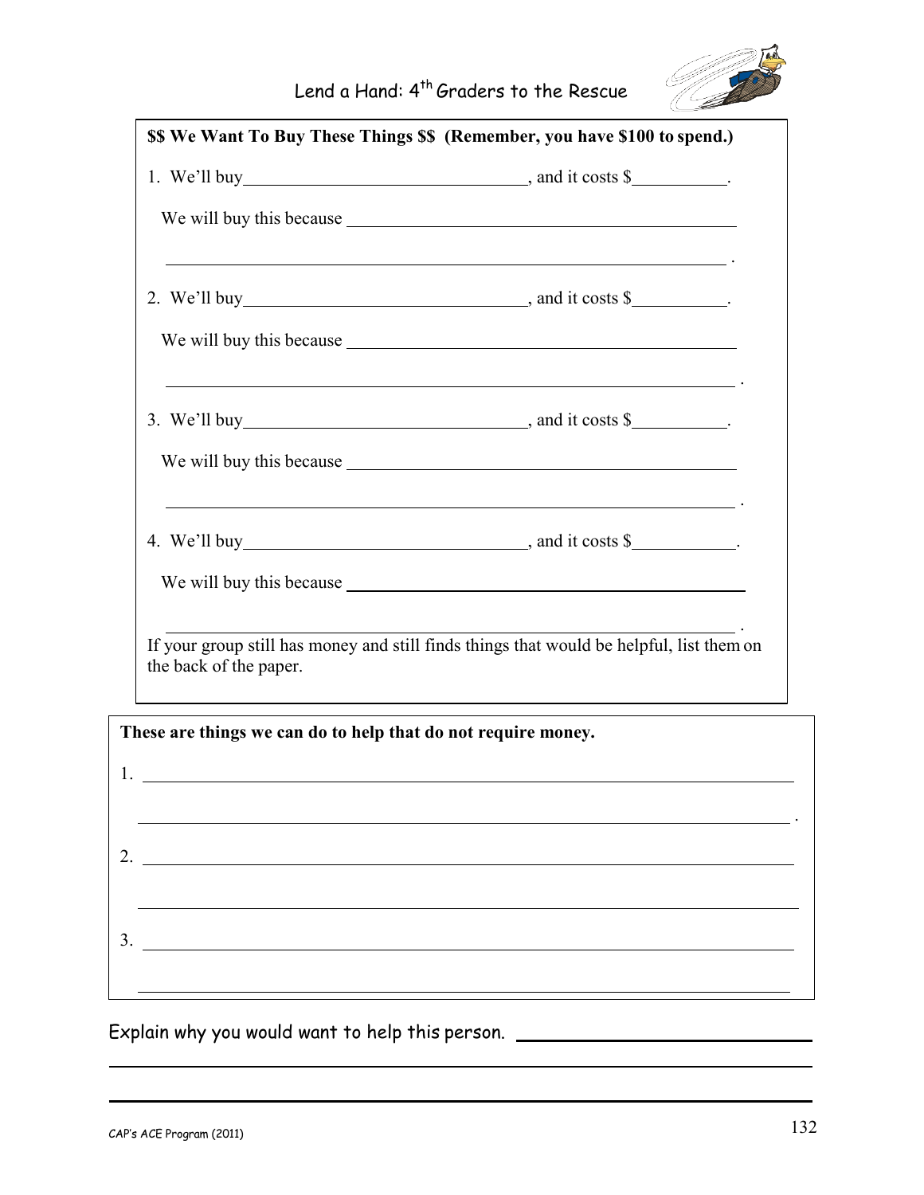# Lend a Hand: 4th Graders to the Rescue

**$$ We Want To Buy These Things $$ (Remember, you have $100 to spend.)**

1. We'll buy________________________________, and it costs $__________.

   We will buy this because _____________________________________________

   ________________________________________________________________.

2. We'll buy________________________________, and it costs $__________.

   We will buy this because _____________________________________________

   ________________________________________________________________.

3. We'll buy________________________________, and it costs $__________.

   We will buy this because _____________________________________________

   ________________________________________________________________.

4. We'll buy________________________________, and it costs $__________.

   We will buy this because _____________________________________________

   ________________________________________________________________.

If your group still has money and still finds things that would be helpful, list them on the back of the paper.

**These are things we can do to help that do not require money.**

1. ________________________________________________________________

   ________________________________________________________________.

2. ________________________________________________________________

   ________________________________________________________________

3. ________________________________________________________________

   ________________________________________________________________

Explain why you would want to help this person. ______________________________

________________________________________________________________________

________________________________________________________________________

CAP's ACE Program (2011)